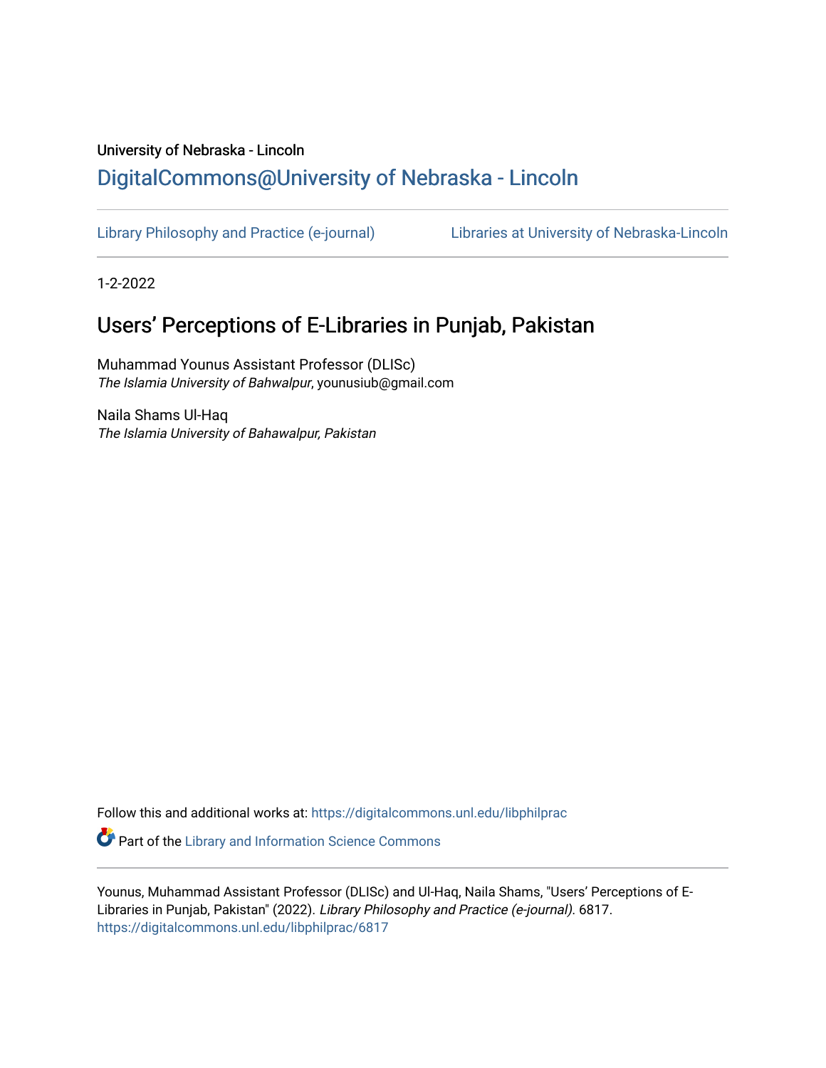University of Nebraska - Lincoln

## DigitalCommons@University of Nebraska - Lincoln

Library Philosophy and Practice (e-journal) | Libraries at University of Nebraska-Lincoln

1-2-2022

# Users’ Perceptions of E-Libraries in Punjab, Pakistan

Muhammad Younus Assistant Professor (DLISc)
*The Islamia University of Bahwalpur*, younusiub@gmail.com

Naila Shams Ul-Haq
*The Islamia University of Bahawalpur, Pakistan*

Follow this and additional works at: https://digitalcommons.unl.edu/libphilprac

Part of the Library and Information Science Commons

Younus, Muhammad Assistant Professor (DLISc) and Ul-Haq, Naila Shams, "Users’ Perceptions of E-Libraries in Punjab, Pakistan" (2022). *Library Philosophy and Practice (e-journal).* 6817.
https://digitalcommons.unl.edu/libphilprac/6817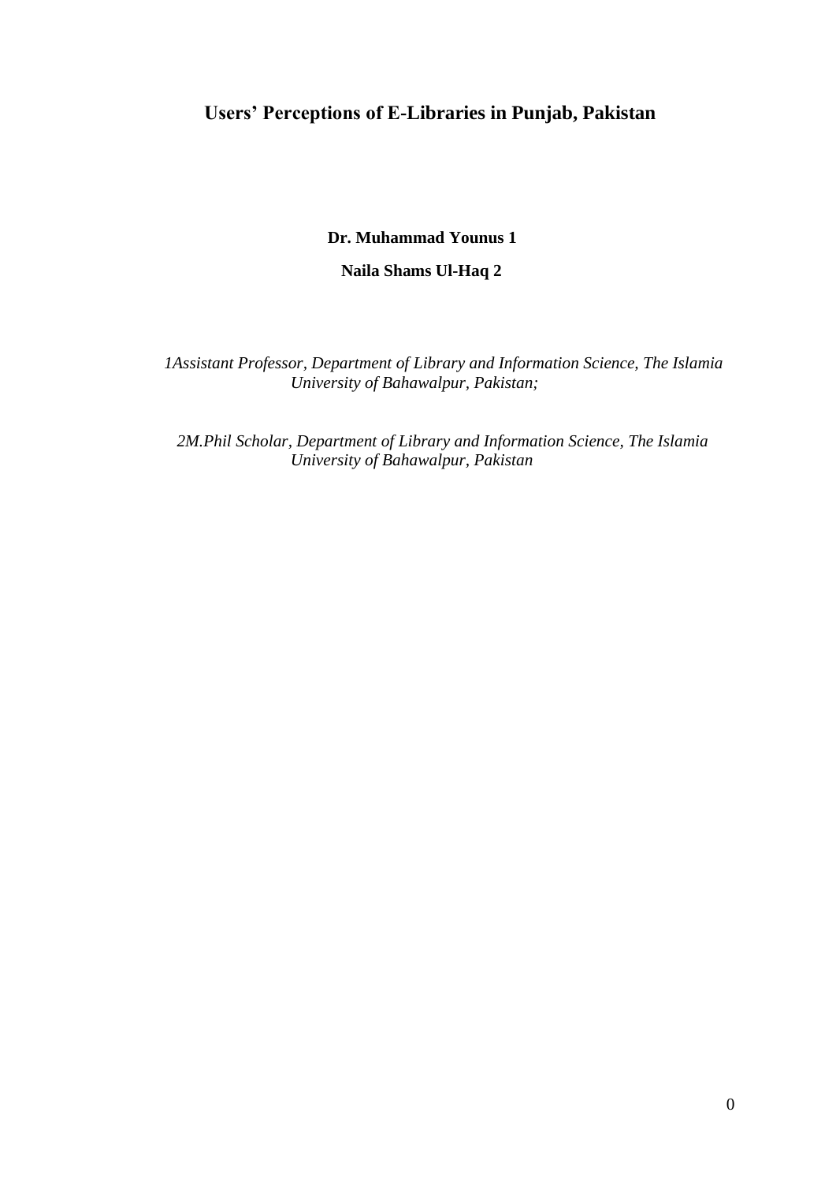# Users' Perceptions of E-Libraries in Punjab, Pakistan

**Dr. Muhammad Younus [1]**

**Naila Shams Ul-Haq [2]**

*[1]Assistant Professor, Department of Library and Information Science, The Islamia University of Bahawalpur, Pakistan;*

*[2]M.Phil Scholar, Department of Library and Information Science, The Islamia University of Bahawalpur, Pakistan*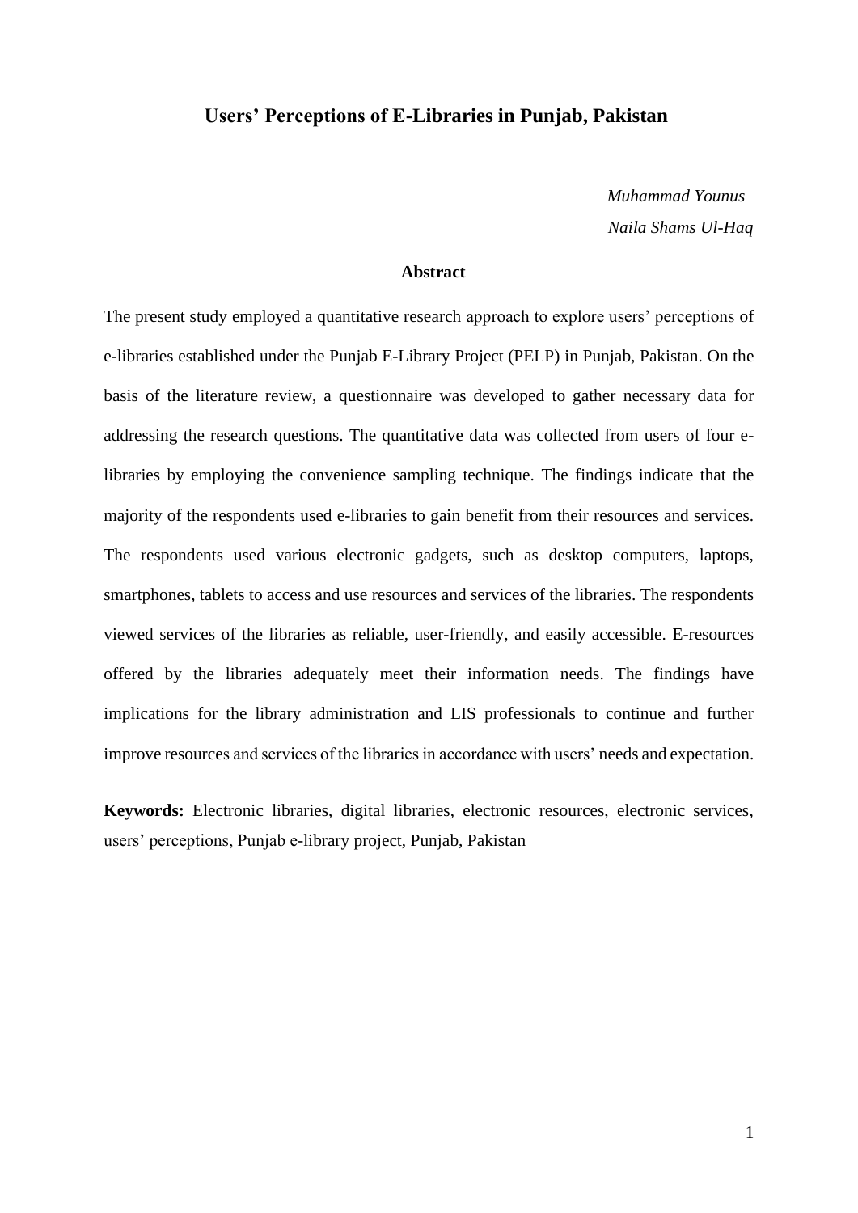# Users' Perceptions of E-Libraries in Punjab, Pakistan

*Muhammad Younus*

*Naila Shams Ul-Haq*

## Abstract

The present study employed a quantitative research approach to explore users' perceptions of e-libraries established under the Punjab E-Library Project (PELP) in Punjab, Pakistan. On the basis of the literature review, a questionnaire was developed to gather necessary data for addressing the research questions. The quantitative data was collected from users of four e-libraries by employing the convenience sampling technique. The findings indicate that the majority of the respondents used e-libraries to gain benefit from their resources and services. The respondents used various electronic gadgets, such as desktop computers, laptops, smartphones, tablets to access and use resources and services of the libraries. The respondents viewed services of the libraries as reliable, user-friendly, and easily accessible. E-resources offered by the libraries adequately meet their information needs. The findings have implications for the library administration and LIS professionals to continue and further improve resources and services of the libraries in accordance with users' needs and expectation.

**Keywords:** Electronic libraries, digital libraries, electronic resources, electronic services, users' perceptions, Punjab e-library project, Punjab, Pakistan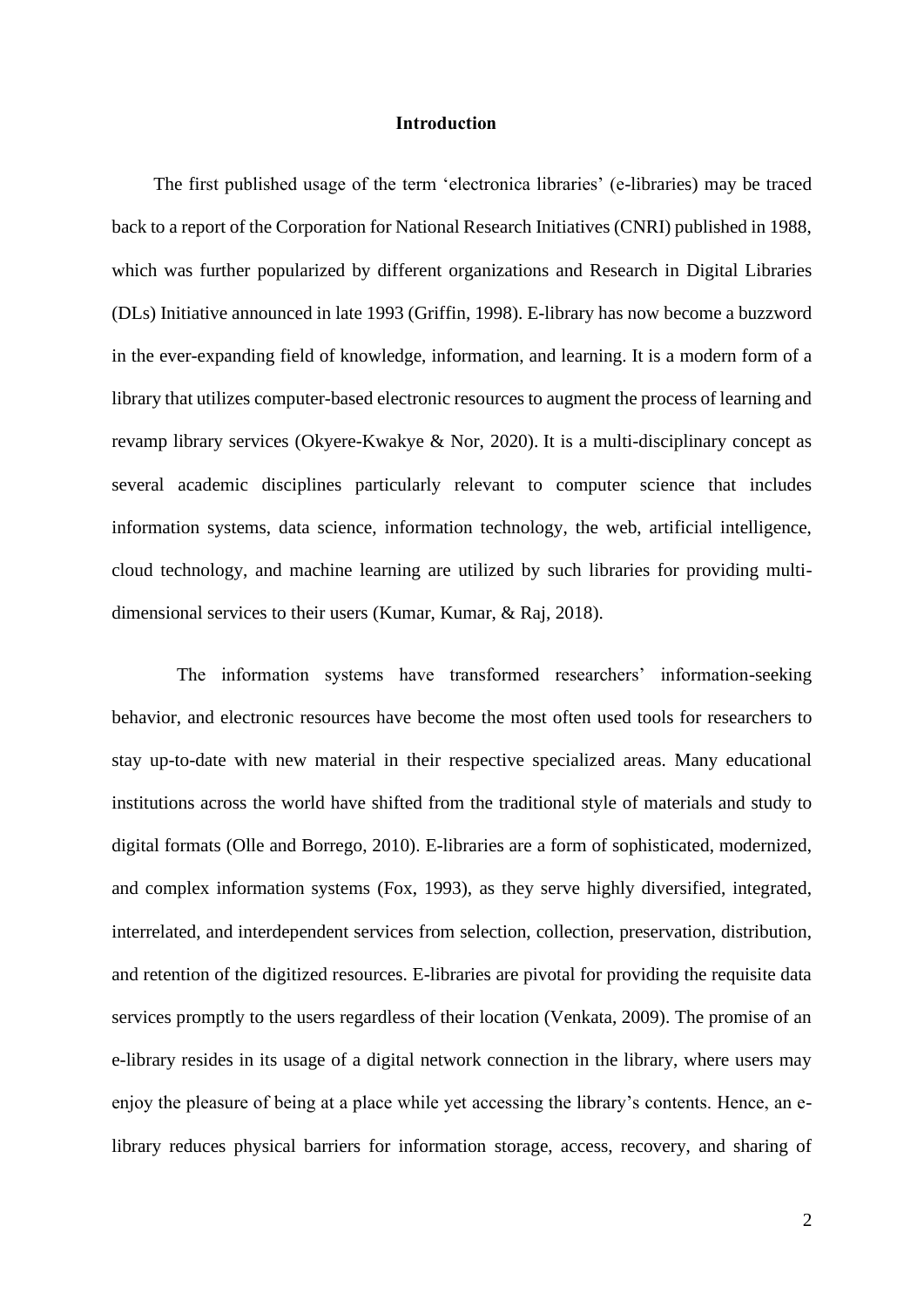# Introduction

The first published usage of the term 'electronica libraries' (e-libraries) may be traced back to a report of the Corporation for National Research Initiatives (CNRI) published in 1988, which was further popularized by different organizations and Research in Digital Libraries (DLs) Initiative announced in late 1993 (Griffin, 1998). E-library has now become a buzzword in the ever-expanding field of knowledge, information, and learning. It is a modern form of a library that utilizes computer-based electronic resources to augment the process of learning and revamp library services (Okyere-Kwakye & Nor, 2020). It is a multi-disciplinary concept as several academic disciplines particularly relevant to computer science that includes information systems, data science, information technology, the web, artificial intelligence, cloud technology, and machine learning are utilized by such libraries for providing multi-dimensional services to their users (Kumar, Kumar, & Raj, 2018).

The information systems have transformed researchers' information-seeking behavior, and electronic resources have become the most often used tools for researchers to stay up-to-date with new material in their respective specialized areas. Many educational institutions across the world have shifted from the traditional style of materials and study to digital formats (Olle and Borrego, 2010). E-libraries are a form of sophisticated, modernized, and complex information systems (Fox, 1993), as they serve highly diversified, integrated, interrelated, and interdependent services from selection, collection, preservation, distribution, and retention of the digitized resources. E-libraries are pivotal for providing the requisite data services promptly to the users regardless of their location (Venkata, 2009). The promise of an e-library resides in its usage of a digital network connection in the library, where users may enjoy the pleasure of being at a place while yet accessing the library's contents. Hence, an e-library reduces physical barriers for information storage, access, recovery, and sharing of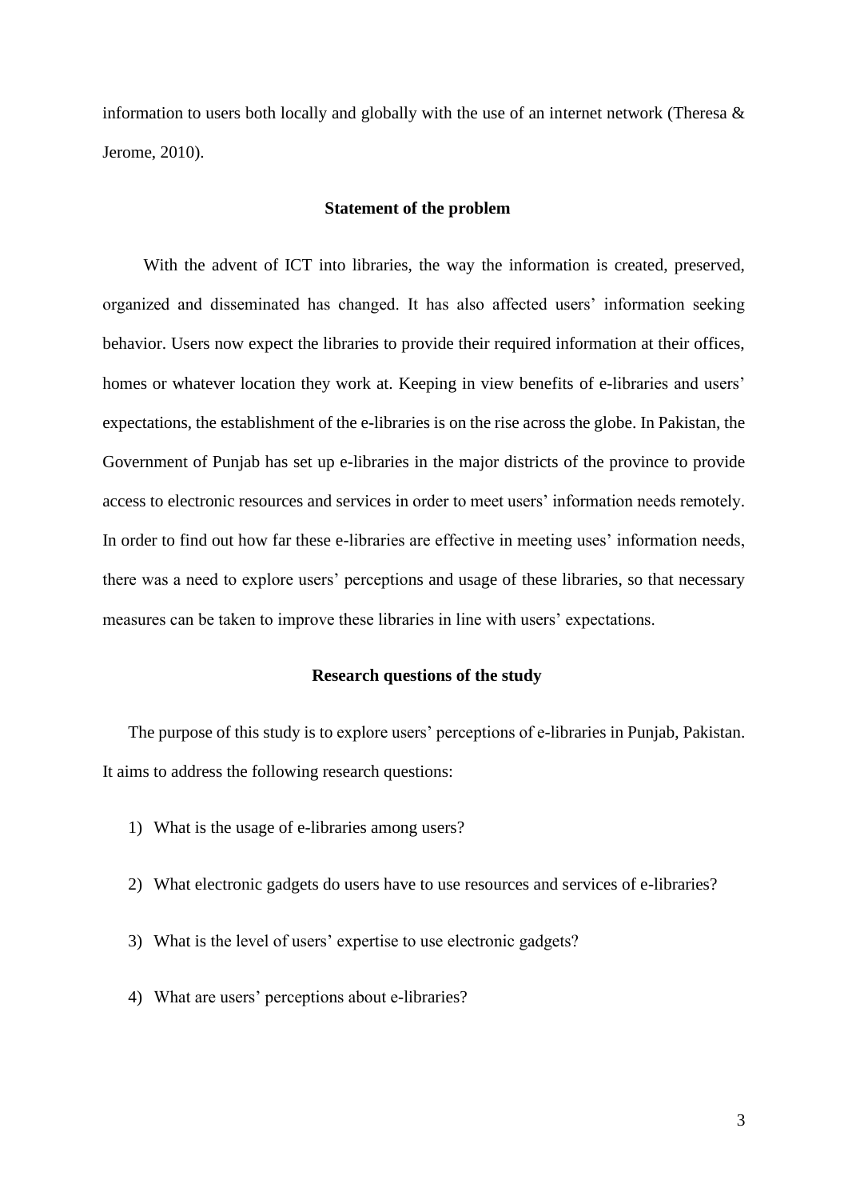information to users both locally and globally with the use of an internet network (Theresa & Jerome, 2010).

## Statement of the problem

With the advent of ICT into libraries, the way the information is created, preserved, organized and disseminated has changed. It has also affected users' information seeking behavior. Users now expect the libraries to provide their required information at their offices, homes or whatever location they work at. Keeping in view benefits of e-libraries and users' expectations, the establishment of the e-libraries is on the rise across the globe. In Pakistan, the Government of Punjab has set up e-libraries in the major districts of the province to provide access to electronic resources and services in order to meet users' information needs remotely. In order to find out how far these e-libraries are effective in meeting uses' information needs, there was a need to explore users' perceptions and usage of these libraries, so that necessary measures can be taken to improve these libraries in line with users' expectations.

## Research questions of the study

The purpose of this study is to explore users' perceptions of e-libraries in Punjab, Pakistan. It aims to address the following research questions:

1) What is the usage of e-libraries among users?
2) What electronic gadgets do users have to use resources and services of e-libraries?
3) What is the level of users' expertise to use electronic gadgets?
4) What are users' perceptions about e-libraries?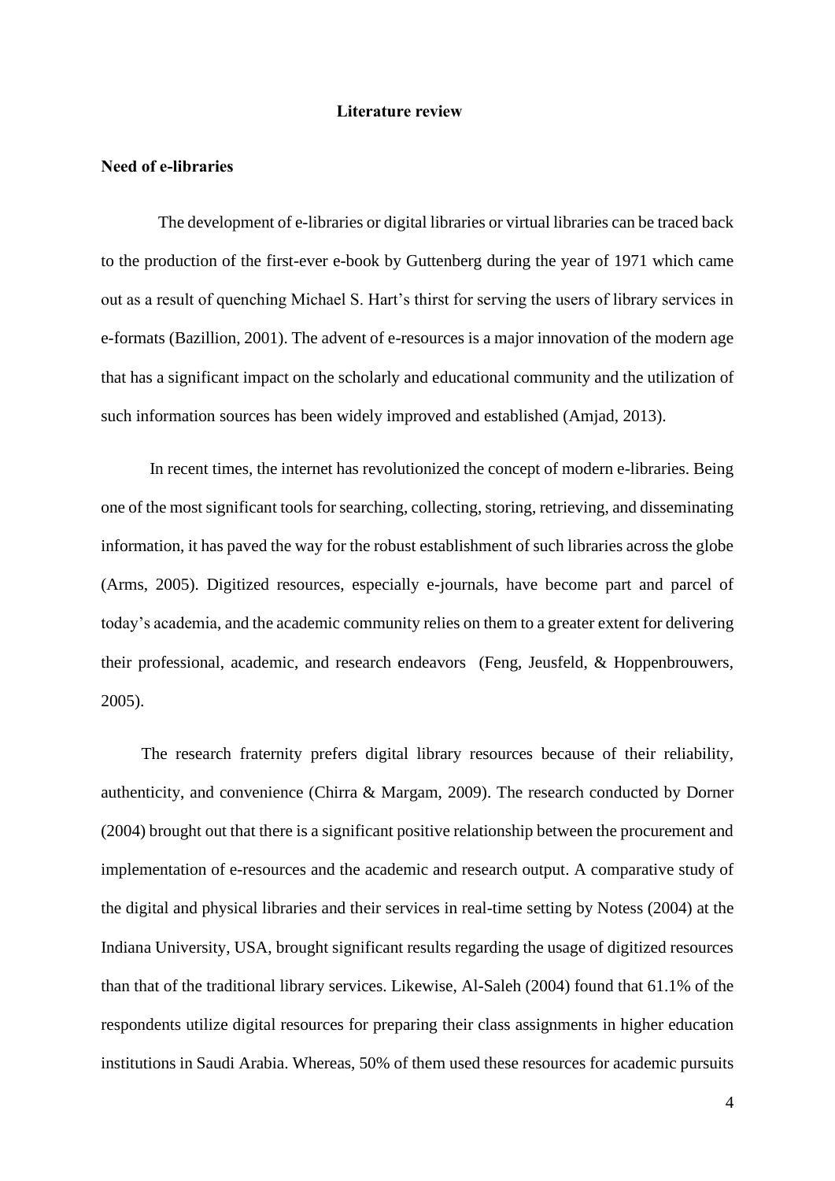# Literature review

## Need of e-libraries

The development of e-libraries or digital libraries or virtual libraries can be traced back to the production of the first-ever e-book by Guttenberg during the year of 1971 which came out as a result of quenching Michael S. Hart's thirst for serving the users of library services in e-formats (Bazillion, 2001). The advent of e-resources is a major innovation of the modern age that has a significant impact on the scholarly and educational community and the utilization of such information sources has been widely improved and established (Amjad, 2013).

In recent times, the internet has revolutionized the concept of modern e-libraries. Being one of the most significant tools for searching, collecting, storing, retrieving, and disseminating information, it has paved the way for the robust establishment of such libraries across the globe (Arms, 2005). Digitized resources, especially e-journals, have become part and parcel of today's academia, and the academic community relies on them to a greater extent for delivering their professional, academic, and research endeavors (Feng, Jeusfeld, & Hoppenbrouwers, 2005).

The research fraternity prefers digital library resources because of their reliability, authenticity, and convenience (Chirra & Margam, 2009). The research conducted by Dorner (2004) brought out that there is a significant positive relationship between the procurement and implementation of e-resources and the academic and research output. A comparative study of the digital and physical libraries and their services in real-time setting by Notess (2004) at the Indiana University, USA, brought significant results regarding the usage of digitized resources than that of the traditional library services. Likewise, Al-Saleh (2004) found that 61.1% of the respondents utilize digital resources for preparing their class assignments in higher education institutions in Saudi Arabia. Whereas, 50% of them used these resources for academic pursuits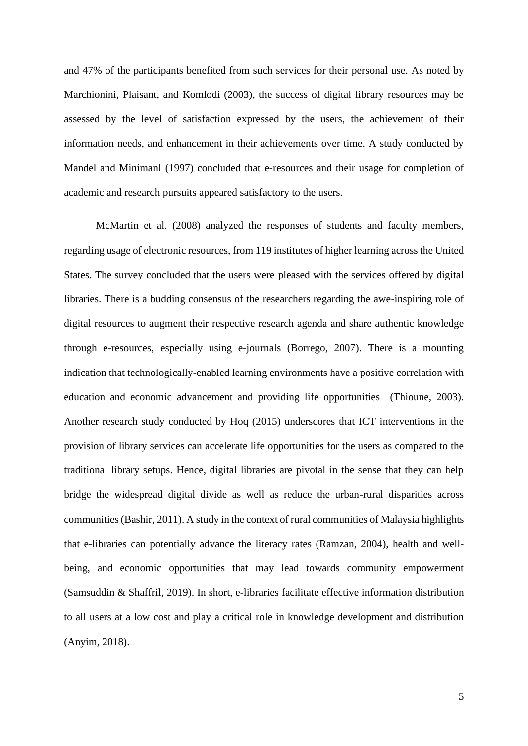and 47% of the participants benefited from such services for their personal use. As noted by Marchionini, Plaisant, and Komlodi (2003), the success of digital library resources may be assessed by the level of satisfaction expressed by the users, the achievement of their information needs, and enhancement in their achievements over time. A study conducted by Mandel and Minimanl (1997) concluded that e-resources and their usage for completion of academic and research pursuits appeared satisfactory to the users.

McMartin et al. (2008) analyzed the responses of students and faculty members, regarding usage of electronic resources, from 119 institutes of higher learning across the United States. The survey concluded that the users were pleased with the services offered by digital libraries. There is a budding consensus of the researchers regarding the awe-inspiring role of digital resources to augment their respective research agenda and share authentic knowledge through e-resources, especially using e-journals (Borrego, 2007). There is a mounting indication that technologically-enabled learning environments have a positive correlation with education and economic advancement and providing life opportunities (Thioune, 2003). Another research study conducted by Hoq (2015) underscores that ICT interventions in the provision of library services can accelerate life opportunities for the users as compared to the traditional library setups. Hence, digital libraries are pivotal in the sense that they can help bridge the widespread digital divide as well as reduce the urban-rural disparities across communities (Bashir, 2011). A study in the context of rural communities of Malaysia highlights that e-libraries can potentially advance the literacy rates (Ramzan, 2004), health and well-being, and economic opportunities that may lead towards community empowerment (Samsuddin & Shaffril, 2019). In short, e-libraries facilitate effective information distribution to all users at a low cost and play a critical role in knowledge development and distribution (Anyim, 2018).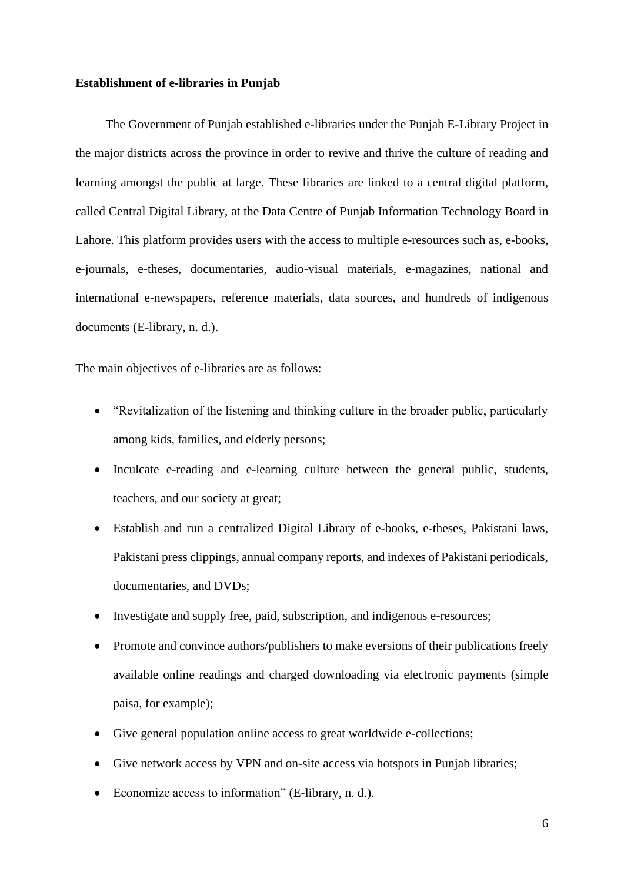**Establishment of e-libraries in Punjab**

The Government of Punjab established e-libraries under the Punjab E-Library Project in the major districts across the province in order to revive and thrive the culture of reading and learning amongst the public at large. These libraries are linked to a central digital platform, called Central Digital Library, at the Data Centre of Punjab Information Technology Board in Lahore. This platform provides users with the access to multiple e-resources such as, e-books, e-journals, e-theses, documentaries, audio-visual materials, e-magazines, national and international e-newspapers, reference materials, data sources, and hundreds of indigenous documents (E-library, n. d.).

The main objectives of e-libraries are as follows:

- "Revitalization of the listening and thinking culture in the broader public, particularly among kids, families, and elderly persons;
- Inculcate e-reading and e-learning culture between the general public, students, teachers, and our society at great;
- Establish and run a centralized Digital Library of e-books, e-theses, Pakistani laws, Pakistani press clippings, annual company reports, and indexes of Pakistani periodicals, documentaries, and DVDs;
- Investigate and supply free, paid, subscription, and indigenous e-resources;
- Promote and convince authors/publishers to make eversions of their publications freely available online readings and charged downloading via electronic payments (simple paisa, for example);
- Give general population online access to great worldwide e-collections;
- Give network access by VPN and on-site access via hotspots in Punjab libraries;
- Economize access to information" (E-library, n. d.).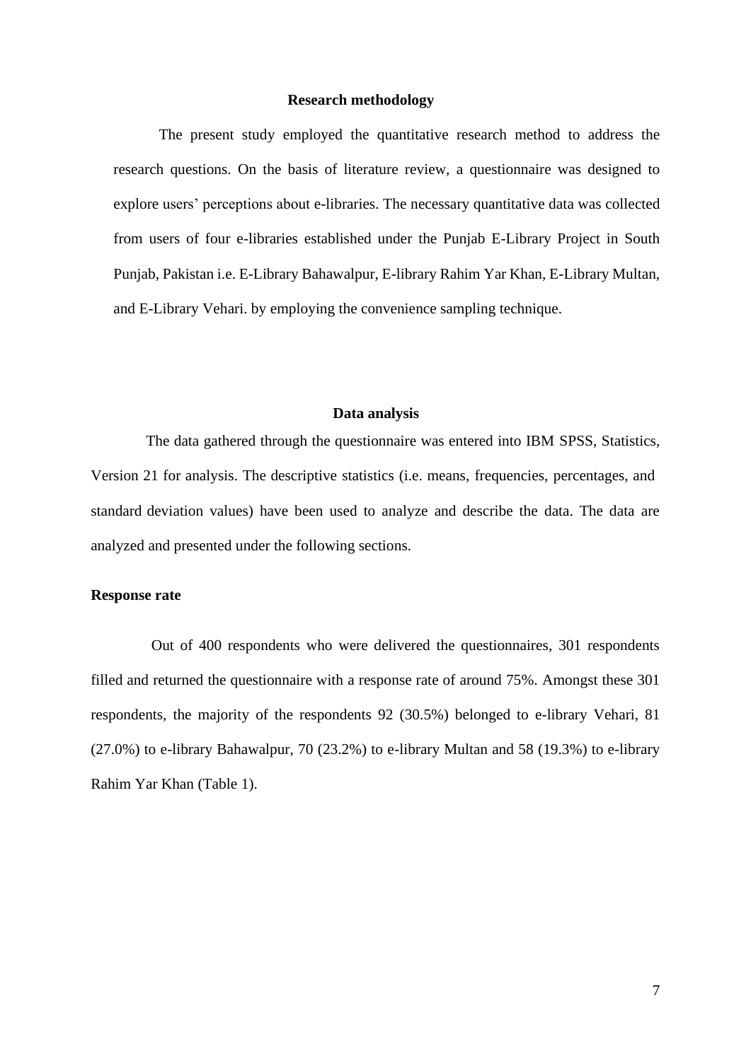## Research methodology

The present study employed the quantitative research method to address the research questions. On the basis of literature review, a questionnaire was designed to explore users' perceptions about e-libraries. The necessary quantitative data was collected from users of four e-libraries established under the Punjab E-Library Project in South Punjab, Pakistan i.e. E-Library Bahawalpur, E-library Rahim Yar Khan, E-Library Multan, and E-Library Vehari. by employing the convenience sampling technique.

## Data analysis

The data gathered through the questionnaire was entered into IBM SPSS, Statistics, Version 21 for analysis. The descriptive statistics (i.e. means, frequencies, percentages, and standard deviation values) have been used to analyze and describe the data. The data are analyzed and presented under the following sections.

### Response rate

Out of 400 respondents who were delivered the questionnaires, 301 respondents filled and returned the questionnaire with a response rate of around 75%. Amongst these 301 respondents, the majority of the respondents 92 (30.5%) belonged to e-library Vehari, 81 (27.0%) to e-library Bahawalpur, 70 (23.2%) to e-library Multan and 58 (19.3%) to e-library Rahim Yar Khan (Table 1).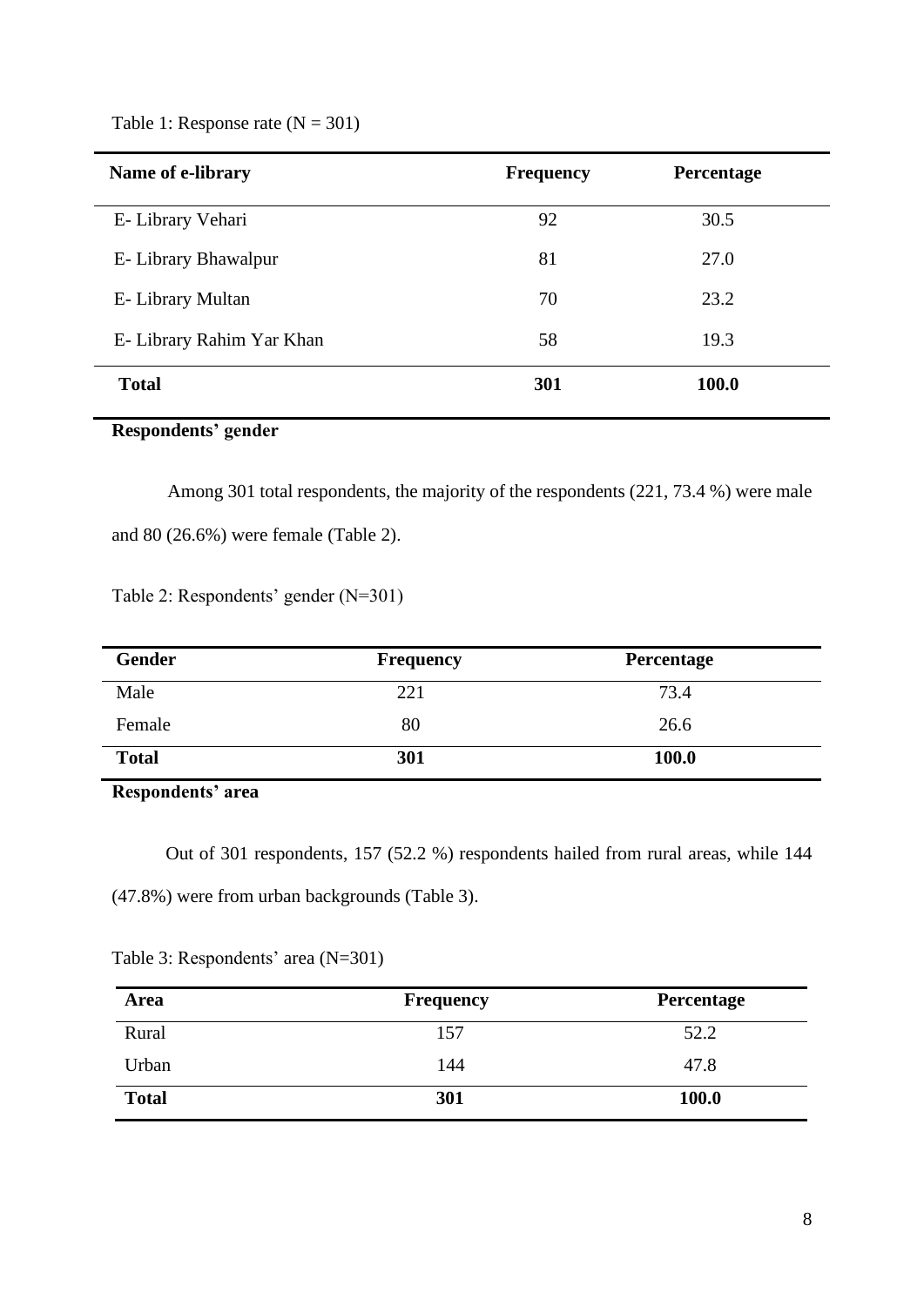Table 1: Response rate (N = 301)

| Name of e-library | Frequency | Percentage |
|---|---|---|
| E- Library Vehari | 92 | 30.5 |
| E- Library Bhawalpur | 81 | 27.0 |
| E- Library Multan | 70 | 23.2 |
| E- Library Rahim Yar Khan | 58 | 19.3 |
| **Total** | **301** | **100.0** |

**Respondents' gender**

Among 301 total respondents, the majority of the respondents (221, 73.4 %) were male and 80 (26.6%) were female (Table 2).

Table 2: Respondents' gender (N=301)

| Gender | Frequency | Percentage |
|---|---|---|
| Male | 221 | 73.4 |
| Female | 80 | 26.6 |
| **Total** | **301** | **100.0** |

**Respondents' area**

Out of 301 respondents, 157 (52.2 %) respondents hailed from rural areas, while 144 (47.8%) were from urban backgrounds (Table 3).

Table 3: Respondents' area (N=301)

| Area | Frequency | Percentage |
|---|---|---|
| Rural | 157 | 52.2 |
| Urban | 144 | 47.8 |
| **Total** | **301** | **100.0** |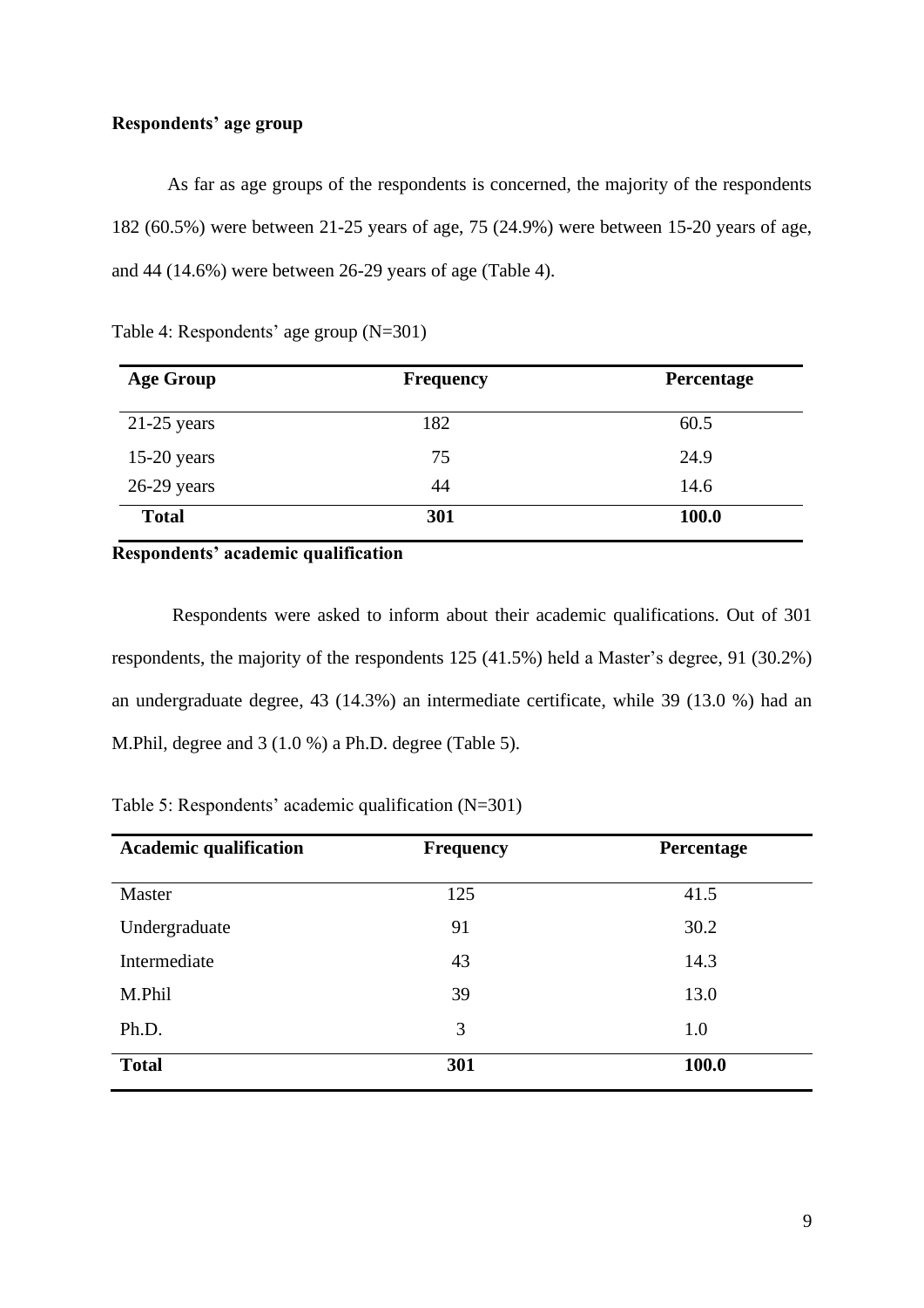**Respondents' age group**

As far as age groups of the respondents is concerned, the majority of the respondents 182 (60.5%) were between 21-25 years of age, 75 (24.9%) were between 15-20 years of age, and 44 (14.6%) were between 26-29 years of age (Table 4).

Table 4: Respondents' age group (N=301)

| Age Group | Frequency | Percentage |
|---|---|---|
| 21-25 years | 182 | 60.5 |
| 15-20 years | 75 | 24.9 |
| 26-29 years | 44 | 14.6 |
| **Total** | **301** | **100.0** |

**Respondents' academic qualification**

Respondents were asked to inform about their academic qualifications. Out of 301 respondents, the majority of the respondents 125 (41.5%) held a Master's degree, 91 (30.2%) an undergraduate degree, 43 (14.3%) an intermediate certificate, while 39 (13.0 %) had an M.Phil, degree and 3 (1.0 %) a Ph.D. degree (Table 5).

Table 5: Respondents' academic qualification (N=301)

| Academic qualification | Frequency | Percentage |
|---|---|---|
| Master | 125 | 41.5 |
| Undergraduate | 91 | 30.2 |
| Intermediate | 43 | 14.3 |
| M.Phil | 39 | 13.0 |
| Ph.D. | 3 | 1.0 |
| **Total** | **301** | **100.0** |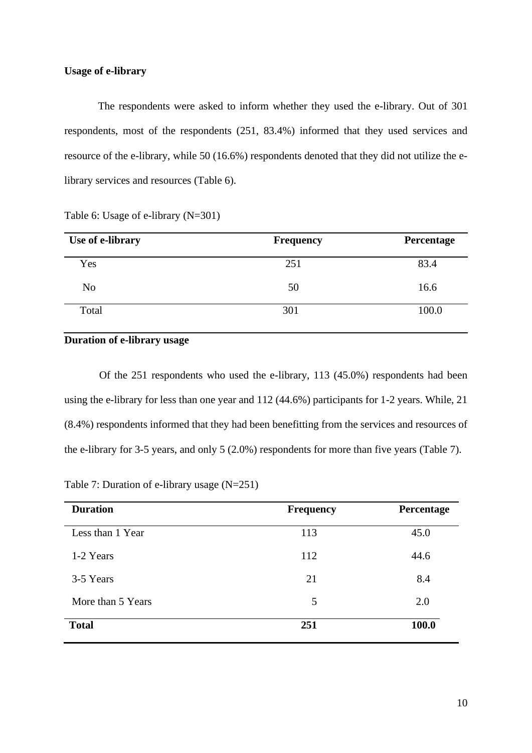**Usage of e-library**

The respondents were asked to inform whether they used the e-library. Out of 301 respondents, most of the respondents (251, 83.4%) informed that they used services and resource of the e-library, while 50 (16.6%) respondents denoted that they did not utilize the e-library services and resources (Table 6).

Table 6: Usage of e-library (N=301)

| Use of e-library | Frequency | Percentage |
|---|---|---|
| Yes | 251 | 83.4 |
| No | 50 | 16.6 |
| Total | 301 | 100.0 |

**Duration of e-library usage**

Of the 251 respondents who used the e-library, 113 (45.0%) respondents had been using the e-library for less than one year and 112 (44.6%) participants for 1-2 years. While, 21 (8.4%) respondents informed that they had been benefitting from the services and resources of the e-library for 3-5 years, and only 5 (2.0%) respondents for more than five years (Table 7).

Table 7: Duration of e-library usage (N=251)

| Duration | Frequency | Percentage |
|---|---|---|
| Less than 1 Year | 113 | 45.0 |
| 1-2 Years | 112 | 44.6 |
| 3-5 Years | 21 | 8.4 |
| More than 5 Years | 5 | 2.0 |
| **Total** | **251** | **100.0** |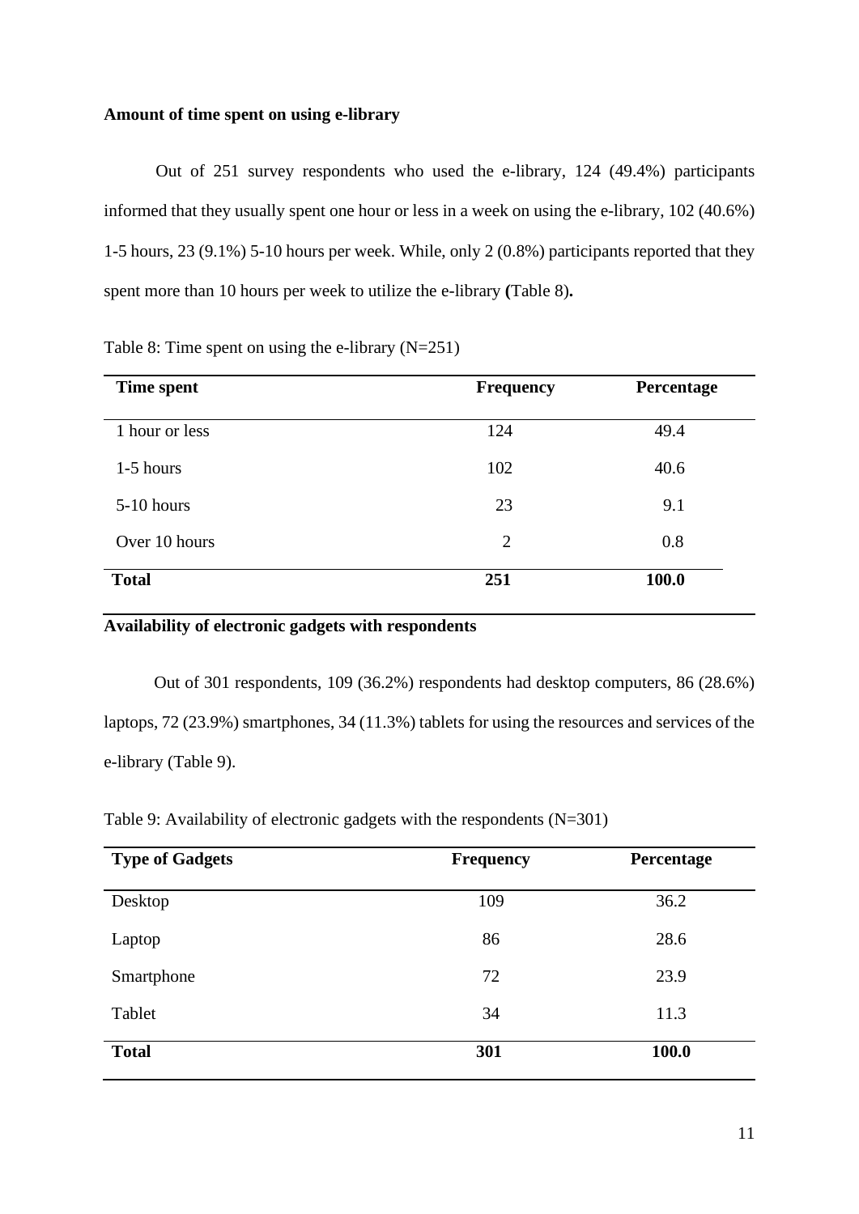**Amount of time spent on using e-library**

Out of 251 survey respondents who used the e-library, 124 (49.4%) participants informed that they usually spent one hour or less in a week on using the e-library, 102 (40.6%) 1-5 hours, 23 (9.1%) 5-10 hours per week. While, only 2 (0.8%) participants reported that they spent more than 10 hours per week to utilize the e-library **(**Table 8)**.**

Table 8: Time spent on using the e-library (N=251)

| Time spent | Frequency | Percentage |
|---|---|---|
| 1 hour or less | 124 | 49.4 |
| 1-5 hours | 102 | 40.6 |
| 5-10 hours | 23 | 9.1 |
| Over 10 hours | 2 | 0.8 |
| **Total** | **251** | **100.0** |

**Availability of electronic gadgets with respondents**

Out of 301 respondents, 109 (36.2%) respondents had desktop computers, 86 (28.6%) laptops, 72 (23.9%) smartphones, 34 (11.3%) tablets for using the resources and services of the e-library (Table 9).

Table 9: Availability of electronic gadgets with the respondents (N=301)

| Type of Gadgets | Frequency | Percentage |
|---|---|---|
| Desktop | 109 | 36.2 |
| Laptop | 86 | 28.6 |
| Smartphone | 72 | 23.9 |
| Tablet | 34 | 11.3 |
| **Total** | **301** | **100.0** |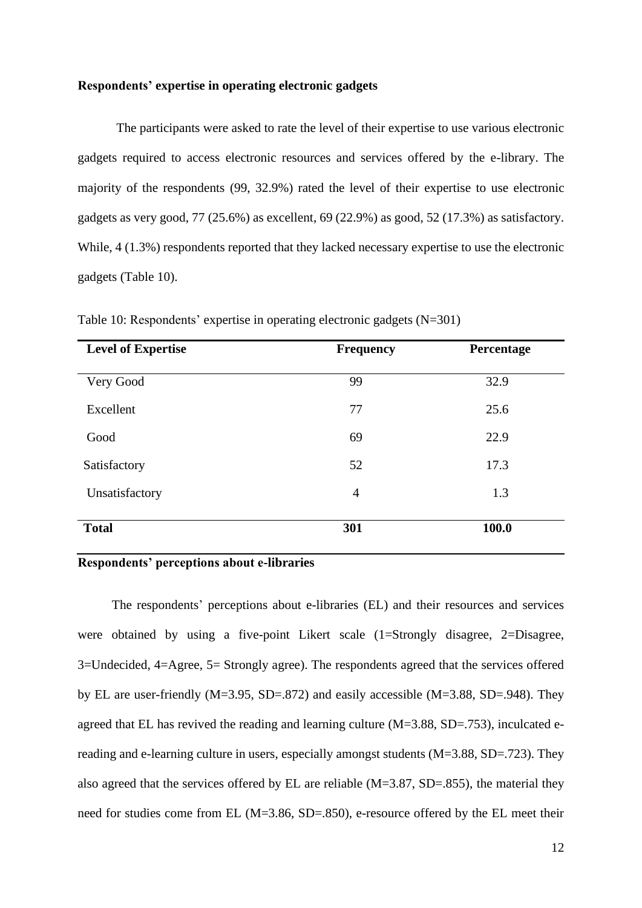**Respondents' expertise in operating electronic gadgets**

The participants were asked to rate the level of their expertise to use various electronic gadgets required to access electronic resources and services offered by the e-library. The majority of the respondents (99, 32.9%) rated the level of their expertise to use electronic gadgets as very good, 77 (25.6%) as excellent, 69 (22.9%) as good, 52 (17.3%) as satisfactory. While, 4 (1.3%) respondents reported that they lacked necessary expertise to use the electronic gadgets (Table 10).

Table 10: Respondents' expertise in operating electronic gadgets (N=301)

| Level of Expertise | Frequency | Percentage |
|---|---|---|
| Very Good | 99 | 32.9 |
| Excellent | 77 | 25.6 |
| Good | 69 | 22.9 |
| Satisfactory | 52 | 17.3 |
| Unsatisfactory | 4 | 1.3 |
| **Total** | **301** | **100.0** |

**Respondents' perceptions about e-libraries**

The respondents' perceptions about e-libraries (EL) and their resources and services were obtained by using a five-point Likert scale (1=Strongly disagree, 2=Disagree, 3=Undecided, 4=Agree, 5= Strongly agree). The respondents agreed that the services offered by EL are user-friendly (M=3.95, SD=.872) and easily accessible (M=3.88, SD=.948). They agreed that EL has revived the reading and learning culture (M=3.88, SD=.753), inculcated e-reading and e-learning culture in users, especially amongst students (M=3.88, SD=.723). They also agreed that the services offered by EL are reliable (M=3.87, SD=.855), the material they need for studies come from EL (M=3.86, SD=.850), e-resource offered by the EL meet their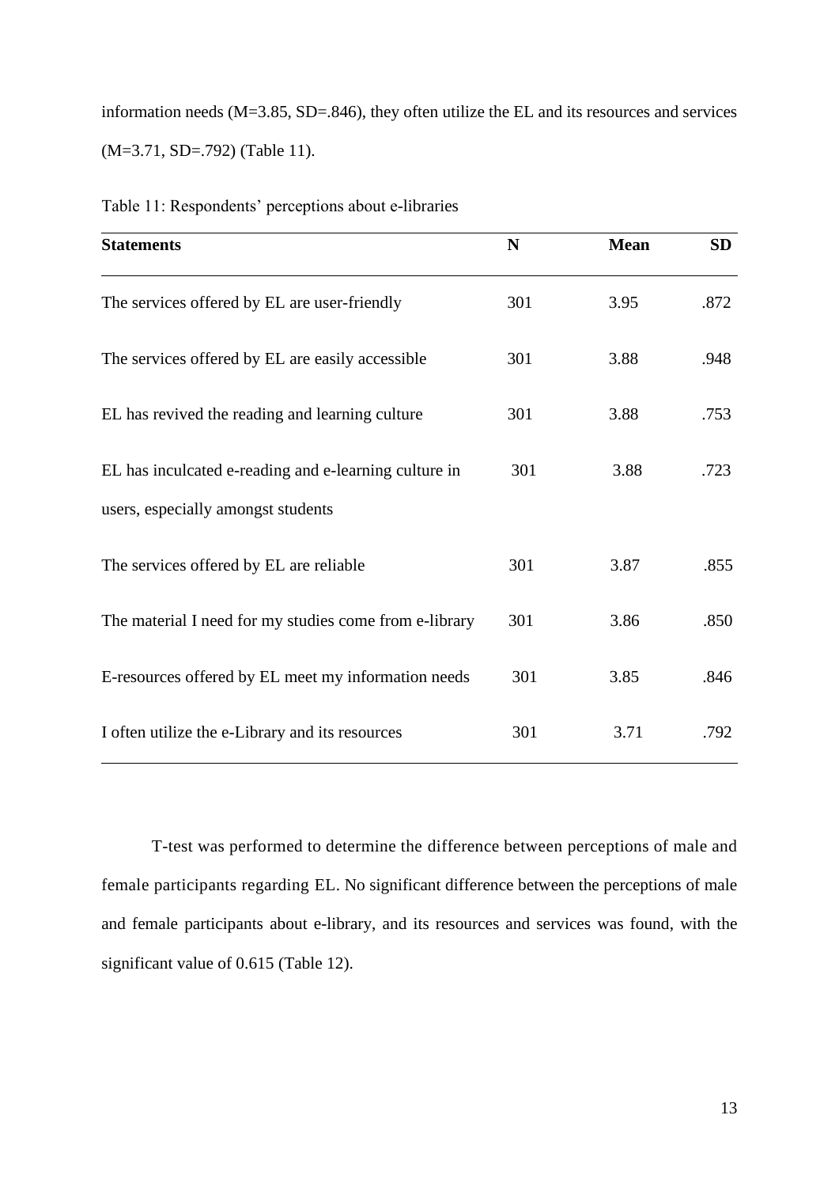information needs (M=3.85, SD=.846), they often utilize the EL and its resources and services (M=3.71, SD=.792) (Table 11).

Table 11: Respondents' perceptions about e-libraries

| Statements | N | Mean | SD |
|---|---|---|---|
| The services offered by EL are user-friendly | 301 | 3.95 | .872 |
| The services offered by EL are easily accessible | 301 | 3.88 | .948 |
| EL has revived the reading and learning culture | 301 | 3.88 | .753 |
| EL has inculcated e-reading and e-learning culture in users, especially amongst students | 301 | 3.88 | .723 |
| The services offered by EL are reliable | 301 | 3.87 | .855 |
| The material I need for my studies come from e-library | 301 | 3.86 | .850 |
| E-resources offered by EL meet my information needs | 301 | 3.85 | .846 |
| I often utilize the e-Library and its resources | 301 | 3.71 | .792 |

T-test was performed to determine the difference between perceptions of male and female participants regarding EL. No significant difference between the perceptions of male and female participants about e-library, and its resources and services was found, with the significant value of 0.615 (Table 12).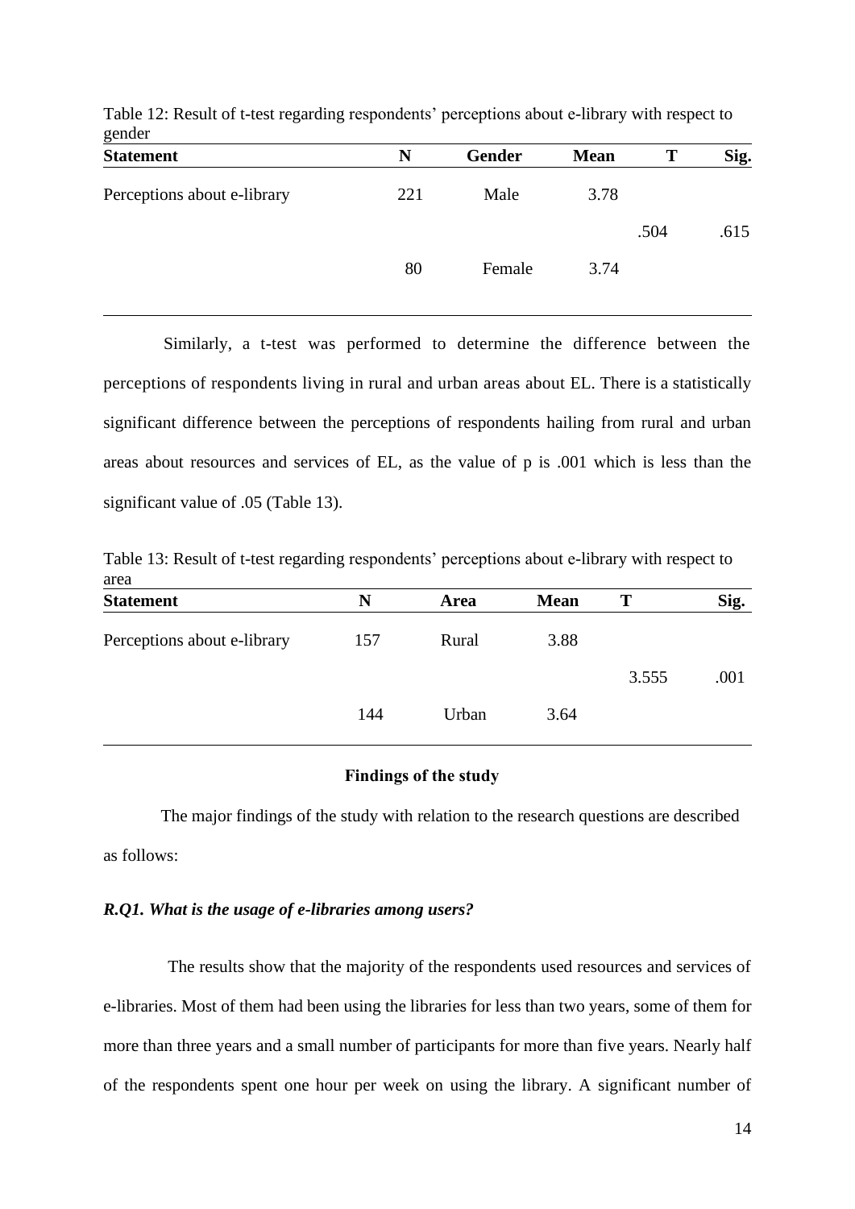Table 12: Result of t-test regarding respondents' perceptions about e-library with respect to gender

| Statement | N | Gender | Mean | T | Sig. |
|---|---|---|---|---|---|
| Perceptions about e-library | 221 | Male | 3.78 | .504 | .615 |
| | 80 | Female | 3.74 | | |

Similarly, a t-test was performed to determine the difference between the perceptions of respondents living in rural and urban areas about EL. There is a statistically significant difference between the perceptions of respondents hailing from rural and urban areas about resources and services of EL, as the value of p is .001 which is less than the significant value of .05 (Table 13).

Table 13: Result of t-test regarding respondents' perceptions about e-library with respect to area

| Statement | N | Area | Mean | T | Sig. |
|---|---|---|---|---|---|
| Perceptions about e-library | 157 | Rural | 3.88 | 3.555 | .001 |
| | 144 | Urban | 3.64 | | |

## Findings of the study

The major findings of the study with relation to the research questions are described as follows:

***R.Q1. What is the usage of e-libraries among users?***

The results show that the majority of the respondents used resources and services of e-libraries. Most of them had been using the libraries for less than two years, some of them for more than three years and a small number of participants for more than five years. Nearly half of the respondents spent one hour per week on using the library. A significant number of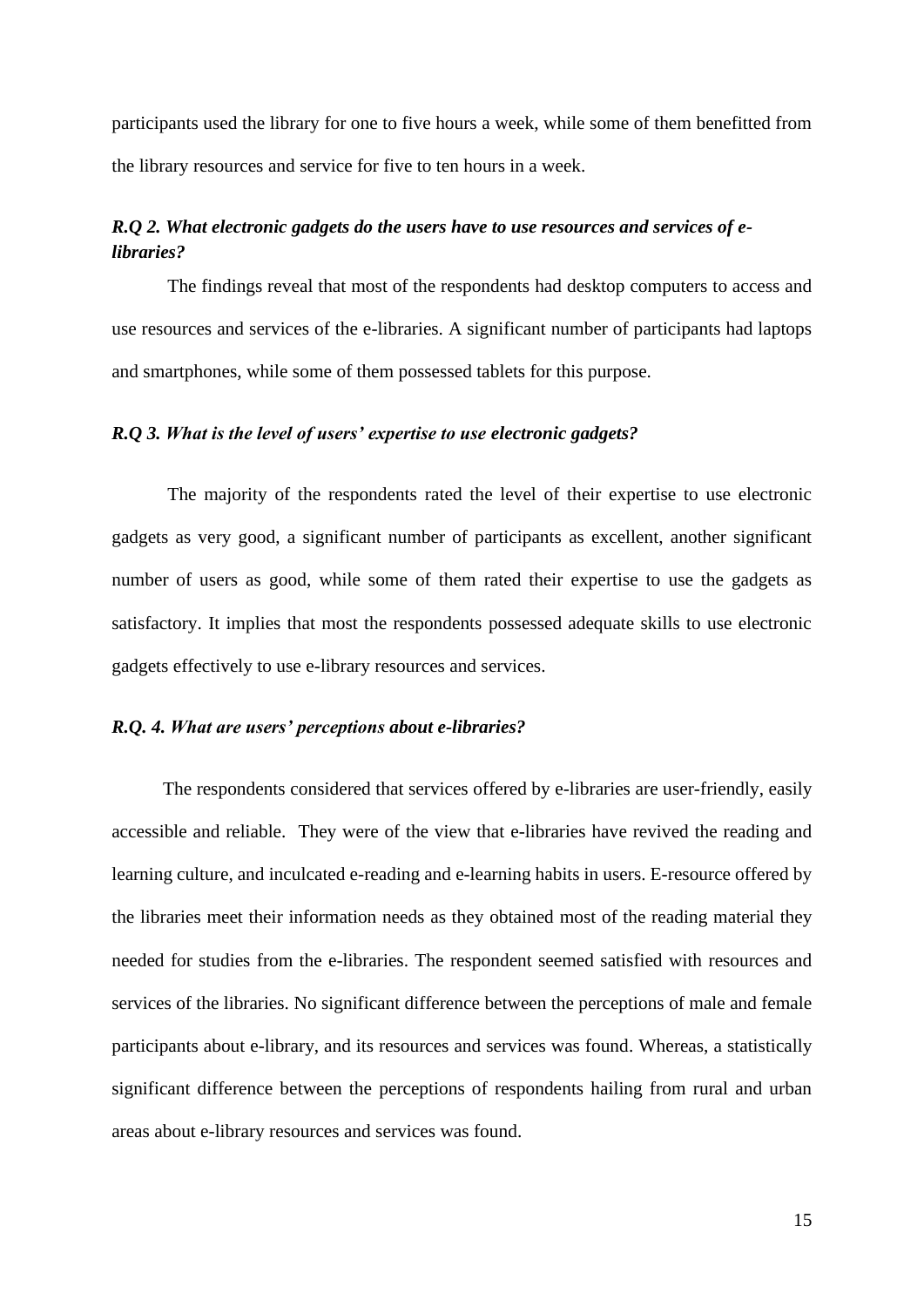participants used the library for one to five hours a week, while some of them benefitted from the library resources and service for five to ten hours in a week.

***R.Q 2. What electronic gadgets do the users have to use resources and services of e-libraries?***

The findings reveal that most of the respondents had desktop computers to access and use resources and services of the e-libraries. A significant number of participants had laptops and smartphones, while some of them possessed tablets for this purpose.

***R.Q 3. What is the level of users' expertise to use electronic gadgets?***

The majority of the respondents rated the level of their expertise to use electronic gadgets as very good, a significant number of participants as excellent, another significant number of users as good, while some of them rated their expertise to use the gadgets as satisfactory. It implies that most the respondents possessed adequate skills to use electronic gadgets effectively to use e-library resources and services.

***R.Q. 4. What are users' perceptions about e-libraries?***

The respondents considered that services offered by e-libraries are user-friendly, easily accessible and reliable. They were of the view that e-libraries have revived the reading and learning culture, and inculcated e-reading and e-learning habits in users. E-resource offered by the libraries meet their information needs as they obtained most of the reading material they needed for studies from the e-libraries. The respondent seemed satisfied with resources and services of the libraries. No significant difference between the perceptions of male and female participants about e-library, and its resources and services was found. Whereas, a statistically significant difference between the perceptions of respondents hailing from rural and urban areas about e-library resources and services was found.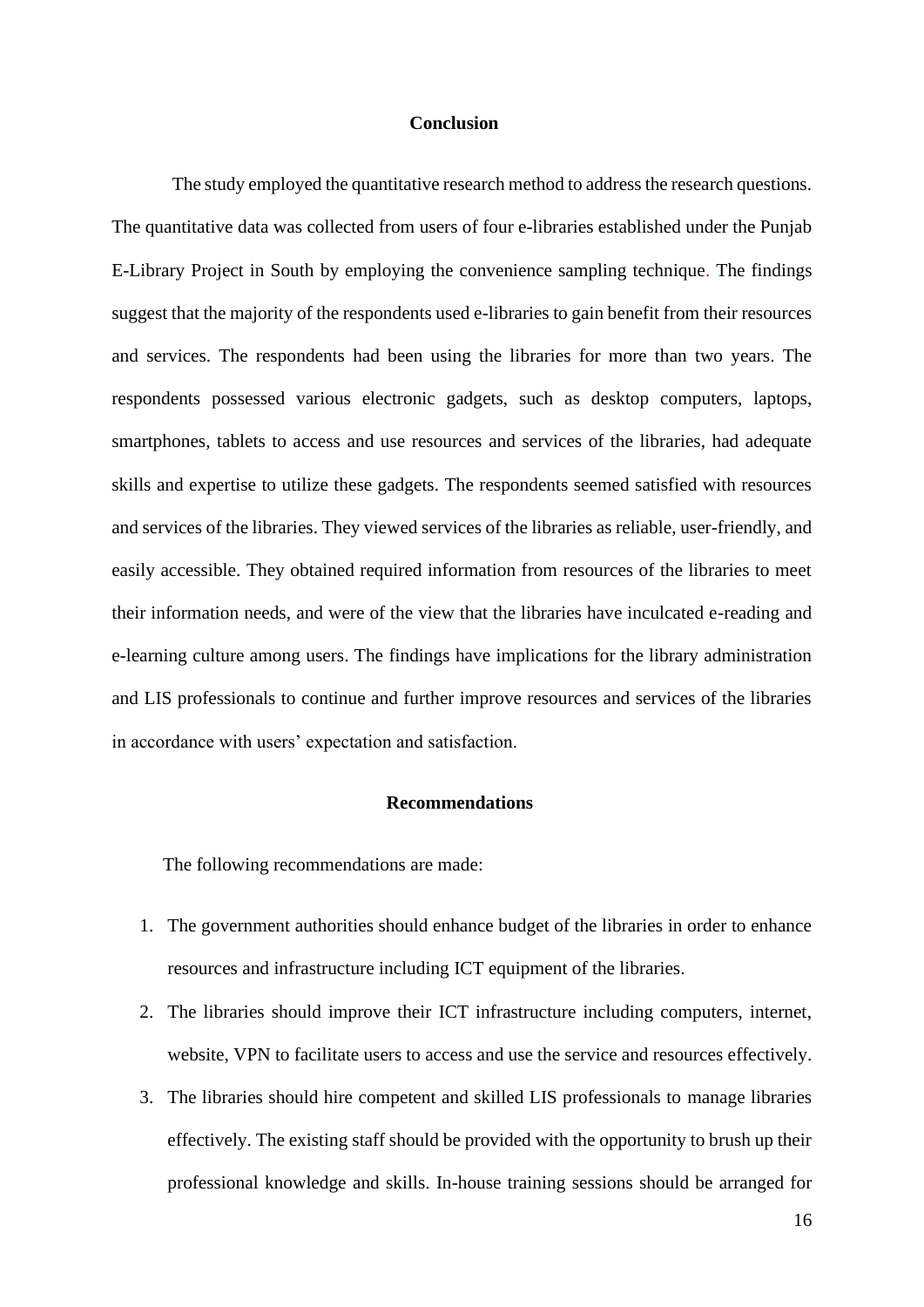## Conclusion

The study employed the quantitative research method to address the research questions. The quantitative data was collected from users of four e-libraries established under the Punjab E-Library Project in South by employing the convenience sampling technique. The findings suggest that the majority of the respondents used e-libraries to gain benefit from their resources and services. The respondents had been using the libraries for more than two years. The respondents possessed various electronic gadgets, such as desktop computers, laptops, smartphones, tablets to access and use resources and services of the libraries, had adequate skills and expertise to utilize these gadgets. The respondents seemed satisfied with resources and services of the libraries. They viewed services of the libraries as reliable, user-friendly, and easily accessible. They obtained required information from resources of the libraries to meet their information needs, and were of the view that the libraries have inculcated e-reading and e-learning culture among users. The findings have implications for the library administration and LIS professionals to continue and further improve resources and services of the libraries in accordance with users' expectation and satisfaction.

## Recommendations

The following recommendations are made:

1. The government authorities should enhance budget of the libraries in order to enhance resources and infrastructure including ICT equipment of the libraries.
2. The libraries should improve their ICT infrastructure including computers, internet, website, VPN to facilitate users to access and use the service and resources effectively.
3. The libraries should hire competent and skilled LIS professionals to manage libraries effectively. The existing staff should be provided with the opportunity to brush up their professional knowledge and skills. In-house training sessions should be arranged for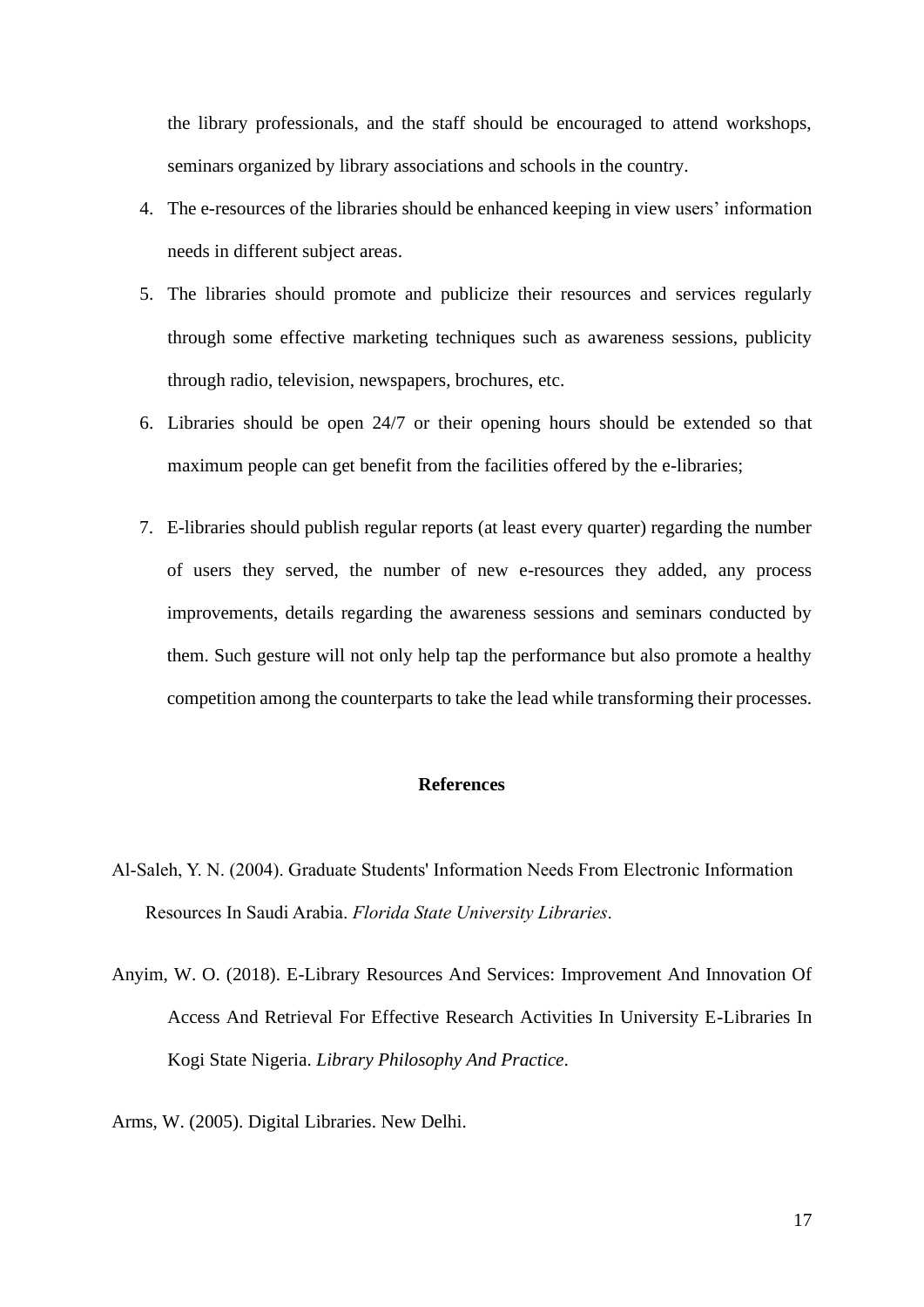the library professionals, and the staff should be encouraged to attend workshops, seminars organized by library associations and schools in the country.

4. The e-resources of the libraries should be enhanced keeping in view users' information needs in different subject areas.
5. The libraries should promote and publicize their resources and services regularly through some effective marketing techniques such as awareness sessions, publicity through radio, television, newspapers, brochures, etc.
6. Libraries should be open 24/7 or their opening hours should be extended so that maximum people can get benefit from the facilities offered by the e-libraries;
7. E-libraries should publish regular reports (at least every quarter) regarding the number of users they served, the number of new e-resources they added, any process improvements, details regarding the awareness sessions and seminars conducted by them. Such gesture will not only help tap the performance but also promote a healthy competition among the counterparts to take the lead while transforming their processes.

## References

Al-Saleh, Y. N. (2004). Graduate Students' Information Needs From Electronic Information Resources In Saudi Arabia. *Florida State University Libraries*.

Anyim, W. O. (2018). E-Library Resources And Services: Improvement And Innovation Of Access And Retrieval For Effective Research Activities In University E-Libraries In Kogi State Nigeria. *Library Philosophy And Practice*.

Arms, W. (2005). Digital Libraries. New Delhi.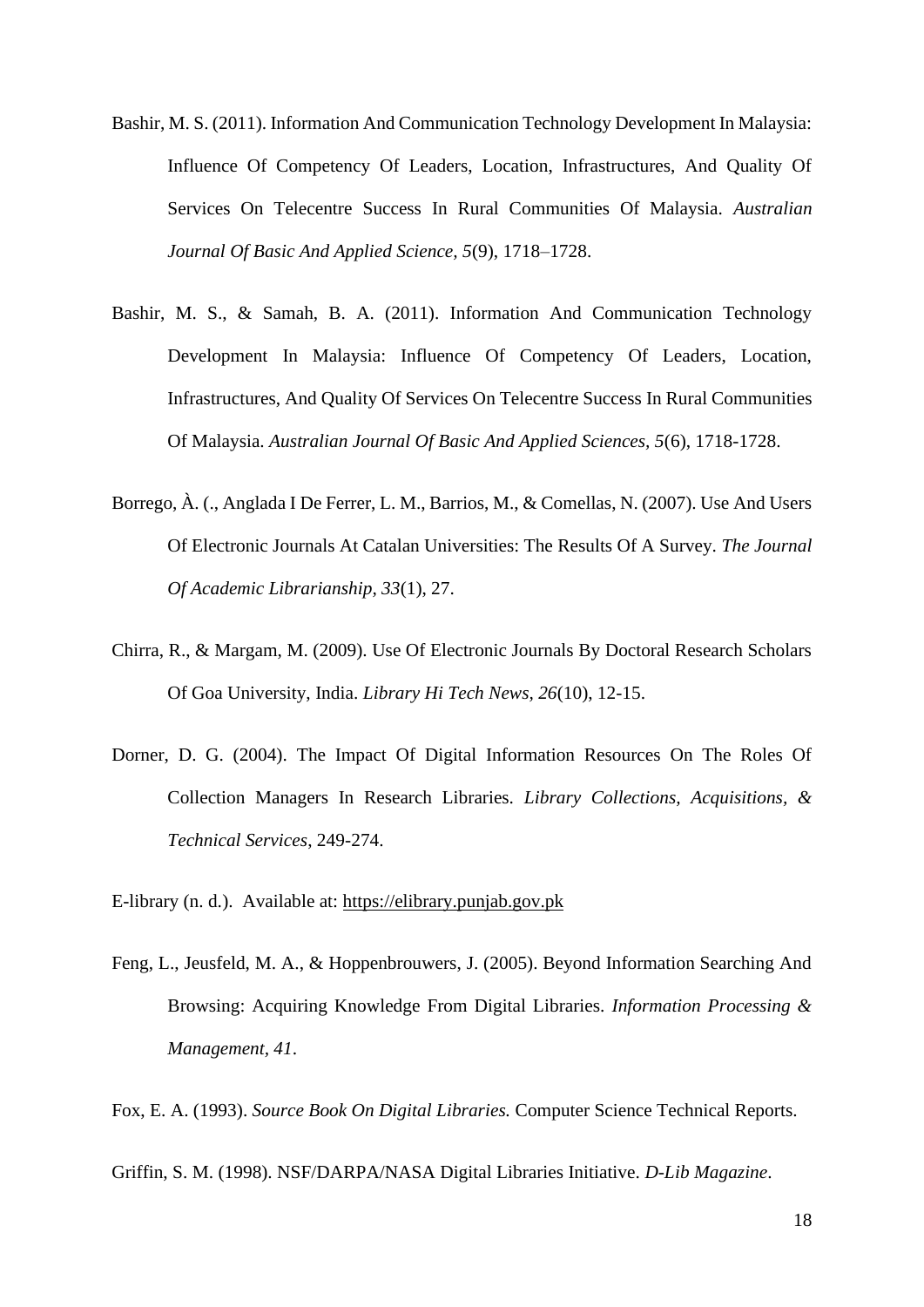Bashir, M. S. (2011). Information And Communication Technology Development In Malaysia: Influence Of Competency Of Leaders, Location, Infrastructures, And Quality Of Services On Telecentre Success In Rural Communities Of Malaysia. *Australian Journal Of Basic And Applied Science, 5*(9), 1718–1728.

Bashir, M. S., & Samah, B. A. (2011). Information And Communication Technology Development In Malaysia: Influence Of Competency Of Leaders, Location, Infrastructures, And Quality Of Services On Telecentre Success In Rural Communities Of Malaysia. *Australian Journal Of Basic And Applied Sciences, 5*(6), 1718-1728.

Borrego, À. (., Anglada I De Ferrer, L. M., Barrios, M., & Comellas, N. (2007). Use And Users Of Electronic Journals At Catalan Universities: The Results Of A Survey. *The Journal Of Academic Librarianship, 33*(1), 27.

Chirra, R., & Margam, M. (2009). Use Of Electronic Journals By Doctoral Research Scholars Of Goa University, India. *Library Hi Tech News, 26*(10), 12-15.

Dorner, D. G. (2004). The Impact Of Digital Information Resources On The Roles Of Collection Managers In Research Libraries. *Library Collections, Acquisitions, & Technical Services*, 249-274.

E-library (n. d.). Available at: https://elibrary.punjab.gov.pk

Feng, L., Jeusfeld, M. A., & Hoppenbrouwers, J. (2005). Beyond Information Searching And Browsing: Acquiring Knowledge From Digital Libraries. *Information Processing & Management, 41*.

Fox, E. A. (1993). *Source Book On Digital Libraries.* Computer Science Technical Reports.

Griffin, S. M. (1998). NSF/DARPA/NASA Digital Libraries Initiative. *D-Lib Magazine*.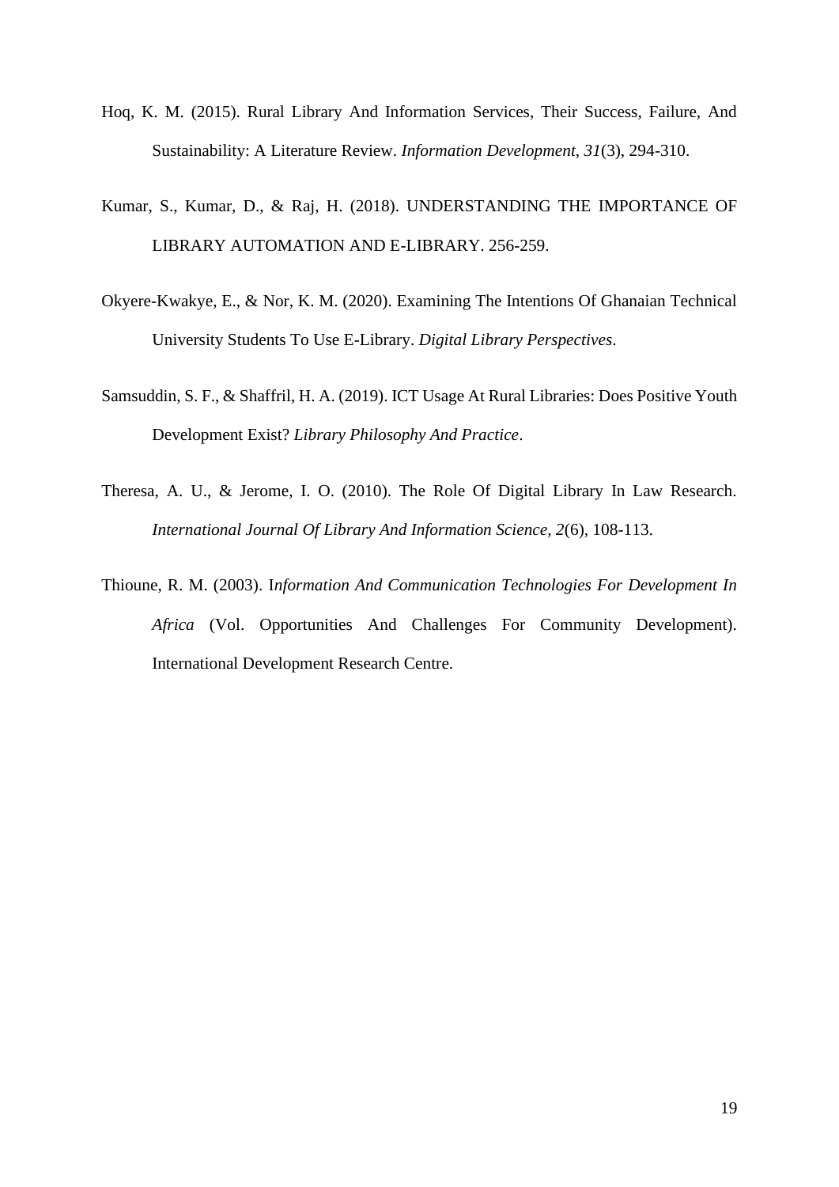Hoq, K. M. (2015). Rural Library And Information Services, Their Success, Failure, And Sustainability: A Literature Review. *Information Development, 31*(3), 294-310.

Kumar, S., Kumar, D., & Raj, H. (2018). UNDERSTANDING THE IMPORTANCE OF LIBRARY AUTOMATION AND E-LIBRARY. 256-259.

Okyere-Kwakye, E., & Nor, K. M. (2020). Examining The Intentions Of Ghanaian Technical University Students To Use E-Library. *Digital Library Perspectives*.

Samsuddin, S. F., & Shaffril, H. A. (2019). ICT Usage At Rural Libraries: Does Positive Youth Development Exist? *Library Philosophy And Practice*.

Theresa, A. U., & Jerome, I. O. (2010). The Role Of Digital Library In Law Research. *International Journal Of Library And Information Science, 2*(6), 108-113.

Thioune, R. M. (2003). I*nformation And Communication Technologies For Development In Africa* (Vol. Opportunities And Challenges For Community Development). International Development Research Centre.